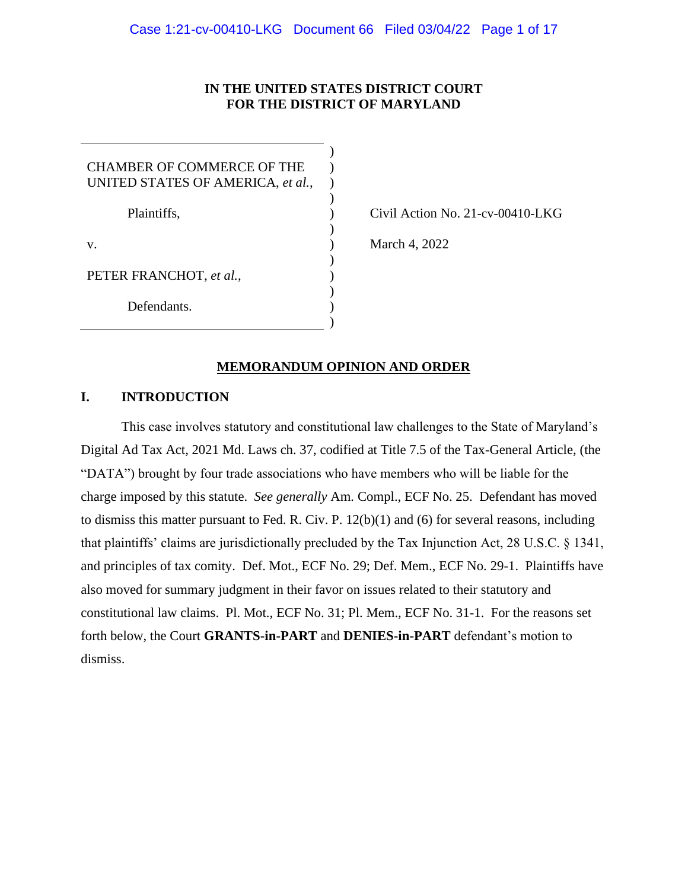**IN THE UNITED STATES DISTRICT COURT**
**FOR THE DISTRICT OF MARYLAND**

| | |
|---|---|
| CHAMBER OF COMMERCE OF THE UNITED STATES OF AMERICA, *et al.*, | |
| Plaintiffs, | Civil Action No. 21-cv-00410-LKG |
| v. | March 4, 2022 |
| PETER FRANCHOT, *et al.*, | |
| Defendants. | |

**MEMORANDUM OPINION AND ORDER**

## I. INTRODUCTION

This case involves statutory and constitutional law challenges to the State of Maryland's Digital Ad Tax Act, 2021 Md. Laws ch. 37, codified at Title 7.5 of the Tax-General Article, (the "DATA") brought by four trade associations who have members who will be liable for the charge imposed by this statute. *See generally* Am. Compl., ECF No. 25. Defendant has moved to dismiss this matter pursuant to Fed. R. Civ. P. 12(b)(1) and (6) for several reasons, including that plaintiffs' claims are jurisdictionally precluded by the Tax Injunction Act, 28 U.S.C. § 1341, and principles of tax comity. Def. Mot., ECF No. 29; Def. Mem., ECF No. 29-1. Plaintiffs have also moved for summary judgment in their favor on issues related to their statutory and constitutional law claims. Pl. Mot., ECF No. 31; Pl. Mem., ECF No. 31-1. For the reasons set forth below, the Court **GRANTS-in-PART** and **DENIES-in-PART** defendant's motion to dismiss.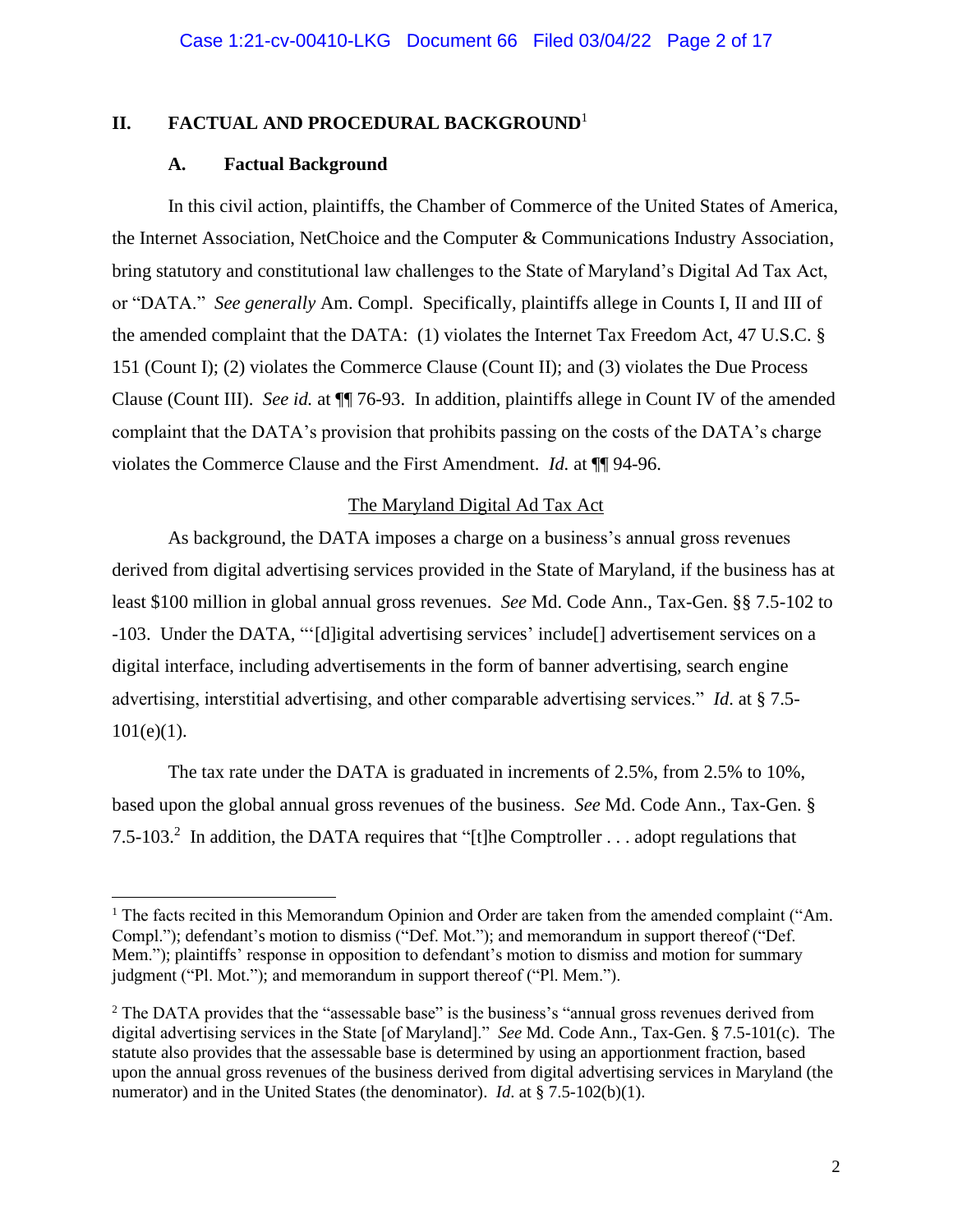## II. FACTUAL AND PROCEDURAL BACKGROUND[1]

### A. Factual Background

In this civil action, plaintiffs, the Chamber of Commerce of the United States of America, the Internet Association, NetChoice and the Computer & Communications Industry Association, bring statutory and constitutional law challenges to the State of Maryland's Digital Ad Tax Act, or "DATA." *See generally* Am. Compl. Specifically, plaintiffs allege in Counts I, II and III of the amended complaint that the DATA: (1) violates the Internet Tax Freedom Act, 47 U.S.C. § 151 (Count I); (2) violates the Commerce Clause (Count II); and (3) violates the Due Process Clause (Count III). *See id.* at ¶¶ 76-93. In addition, plaintiffs allege in Count IV of the amended complaint that the DATA's provision that prohibits passing on the costs of the DATA's charge violates the Commerce Clause and the First Amendment. *Id.* at ¶¶ 94-96.

<u>The Maryland Digital Ad Tax Act</u>

As background, the DATA imposes a charge on a business's annual gross revenues derived from digital advertising services provided in the State of Maryland, if the business has at least $100 million in global annual gross revenues. *See* Md. Code Ann., Tax-Gen. §§ 7.5-102 to -103. Under the DATA, "'[d]igital advertising services' include[] advertisement services on a digital interface, including advertisements in the form of banner advertising, search engine advertising, interstitial advertising, and other comparable advertising services." *Id.* at § 7.5-101(e)(1).

The tax rate under the DATA is graduated in increments of 2.5%, from 2.5% to 10%, based upon the global annual gross revenues of the business. *See* Md. Code Ann., Tax-Gen. § 7.5-103.[2] In addition, the DATA requires that "[t]he Comptroller . . . adopt regulations that

---

[1] The facts recited in this Memorandum Opinion and Order are taken from the amended complaint ("Am. Compl."); defendant's motion to dismiss ("Def. Mot."); and memorandum in support thereof ("Def. Mem."); plaintiffs' response in opposition to defendant's motion to dismiss and motion for summary judgment ("Pl. Mot."); and memorandum in support thereof ("Pl. Mem.").

[2] The DATA provides that the "assessable base" is the business's "annual gross revenues derived from digital advertising services in the State [of Maryland]." *See* Md. Code Ann., Tax-Gen. § 7.5-101(c). The statute also provides that the assessable base is determined by using an apportionment fraction, based upon the annual gross revenues of the business derived from digital advertising services in Maryland (the numerator) and in the United States (the denominator). *Id.* at § 7.5-102(b)(1).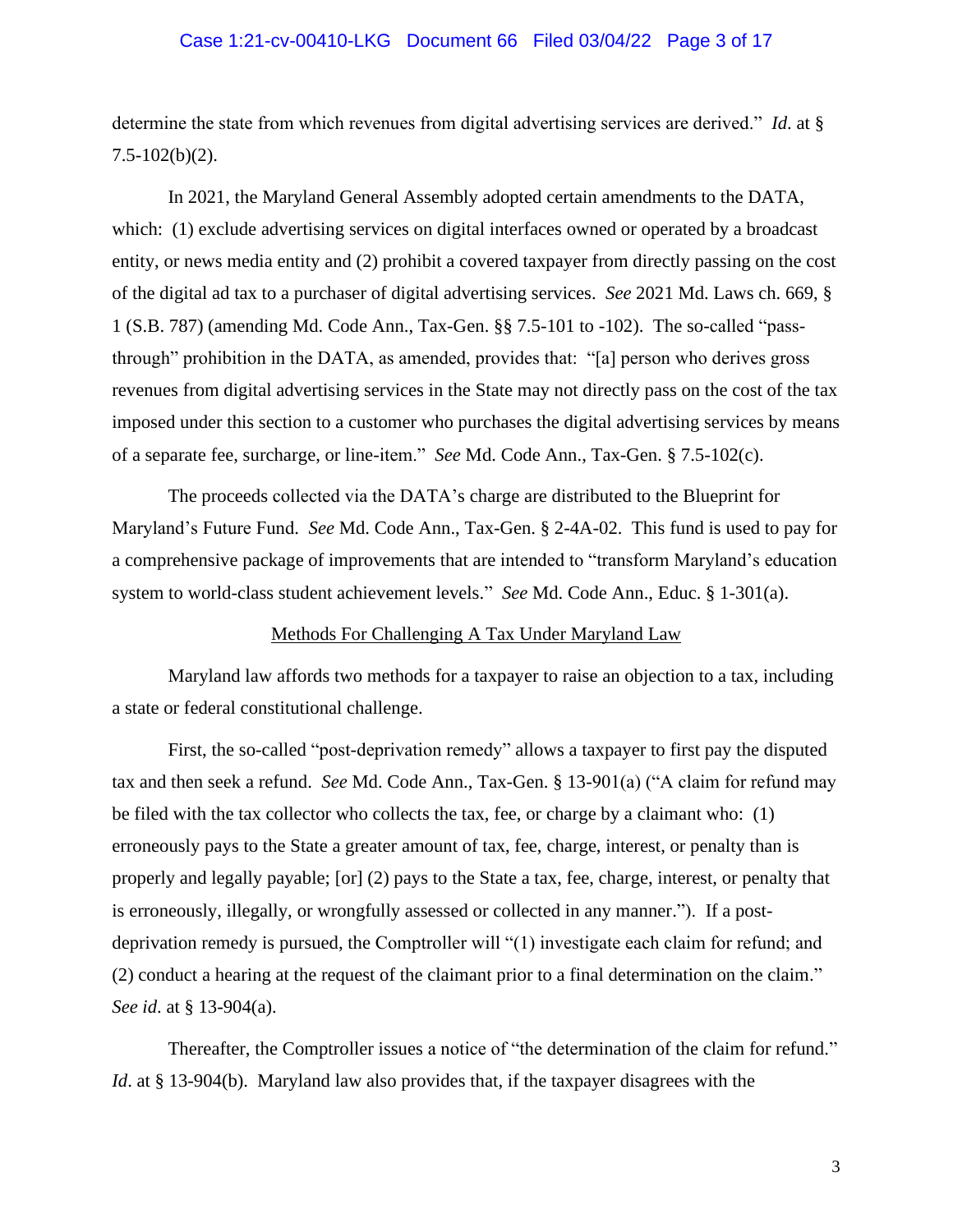determine the state from which revenues from digital advertising services are derived." *Id*. at § 7.5-102(b)(2).

In 2021, the Maryland General Assembly adopted certain amendments to the DATA, which: (1) exclude advertising services on digital interfaces owned or operated by a broadcast entity, or news media entity and (2) prohibit a covered taxpayer from directly passing on the cost of the digital ad tax to a purchaser of digital advertising services. *See* 2021 Md. Laws ch. 669, § 1 (S.B. 787) (amending Md. Code Ann., Tax-Gen. §§ 7.5-101 to -102). The so-called "pass-through" prohibition in the DATA, as amended, provides that: "[a] person who derives gross revenues from digital advertising services in the State may not directly pass on the cost of the tax imposed under this section to a customer who purchases the digital advertising services by means of a separate fee, surcharge, or line-item." *See* Md. Code Ann., Tax-Gen. § 7.5-102(c).

The proceeds collected via the DATA's charge are distributed to the Blueprint for Maryland's Future Fund. *See* Md. Code Ann., Tax-Gen. § 2-4A-02. This fund is used to pay for a comprehensive package of improvements that are intended to "transform Maryland's education system to world-class student achievement levels." *See* Md. Code Ann., Educ. § 1-301(a).

<u>Methods For Challenging A Tax Under Maryland Law</u>

Maryland law affords two methods for a taxpayer to raise an objection to a tax, including a state or federal constitutional challenge.

First, the so-called "post-deprivation remedy" allows a taxpayer to first pay the disputed tax and then seek a refund. *See* Md. Code Ann., Tax-Gen. § 13-901(a) ("A claim for refund may be filed with the tax collector who collects the tax, fee, or charge by a claimant who: (1) erroneously pays to the State a greater amount of tax, fee, charge, interest, or penalty than is properly and legally payable; [or] (2) pays to the State a tax, fee, charge, interest, or penalty that is erroneously, illegally, or wrongfully assessed or collected in any manner."). If a post-deprivation remedy is pursued, the Comptroller will "(1) investigate each claim for refund; and (2) conduct a hearing at the request of the claimant prior to a final determination on the claim." *See id*. at § 13-904(a).

Thereafter, the Comptroller issues a notice of "the determination of the claim for refund." *Id*. at § 13-904(b). Maryland law also provides that, if the taxpayer disagrees with the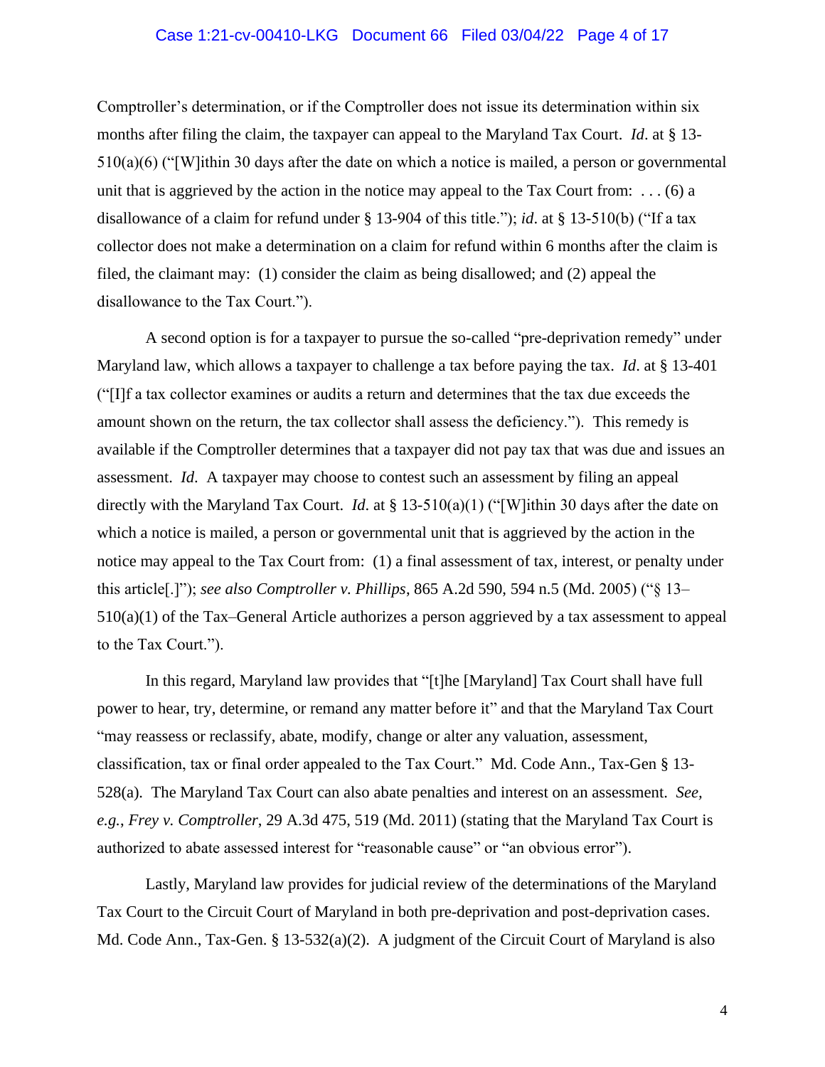Comptroller's determination, or if the Comptroller does not issue its determination within six months after filing the claim, the taxpayer can appeal to the Maryland Tax Court. *Id*. at § 13-510(a)(6) ("[W]ithin 30 days after the date on which a notice is mailed, a person or governmental unit that is aggrieved by the action in the notice may appeal to the Tax Court from: . . . (6) a disallowance of a claim for refund under § 13-904 of this title."); *id*. at § 13-510(b) ("If a tax collector does not make a determination on a claim for refund within 6 months after the claim is filed, the claimant may: (1) consider the claim as being disallowed; and (2) appeal the disallowance to the Tax Court.").

A second option is for a taxpayer to pursue the so-called "pre-deprivation remedy" under Maryland law, which allows a taxpayer to challenge a tax before paying the tax. *Id*. at § 13-401 ("[I]f a tax collector examines or audits a return and determines that the tax due exceeds the amount shown on the return, the tax collector shall assess the deficiency."). This remedy is available if the Comptroller determines that a taxpayer did not pay tax that was due and issues an assessment. *Id*. A taxpayer may choose to contest such an assessment by filing an appeal directly with the Maryland Tax Court. *Id*. at § 13-510(a)(1) ("[W]ithin 30 days after the date on which a notice is mailed, a person or governmental unit that is aggrieved by the action in the notice may appeal to the Tax Court from: (1) a final assessment of tax, interest, or penalty under this article[.]"); *see also Comptroller v. Phillips*, 865 A.2d 590, 594 n.5 (Md. 2005) ("§ 13–510(a)(1) of the Tax–General Article authorizes a person aggrieved by a tax assessment to appeal to the Tax Court.").

In this regard, Maryland law provides that "[t]he [Maryland] Tax Court shall have full power to hear, try, determine, or remand any matter before it" and that the Maryland Tax Court "may reassess or reclassify, abate, modify, change or alter any valuation, assessment, classification, tax or final order appealed to the Tax Court." Md. Code Ann., Tax-Gen § 13-528(a). The Maryland Tax Court can also abate penalties and interest on an assessment. *See, e.g.*, *Frey v. Comptroller*, 29 A.3d 475, 519 (Md. 2011) (stating that the Maryland Tax Court is authorized to abate assessed interest for "reasonable cause" or "an obvious error").

Lastly, Maryland law provides for judicial review of the determinations of the Maryland Tax Court to the Circuit Court of Maryland in both pre-deprivation and post-deprivation cases. Md. Code Ann., Tax-Gen. § 13-532(a)(2). A judgment of the Circuit Court of Maryland is also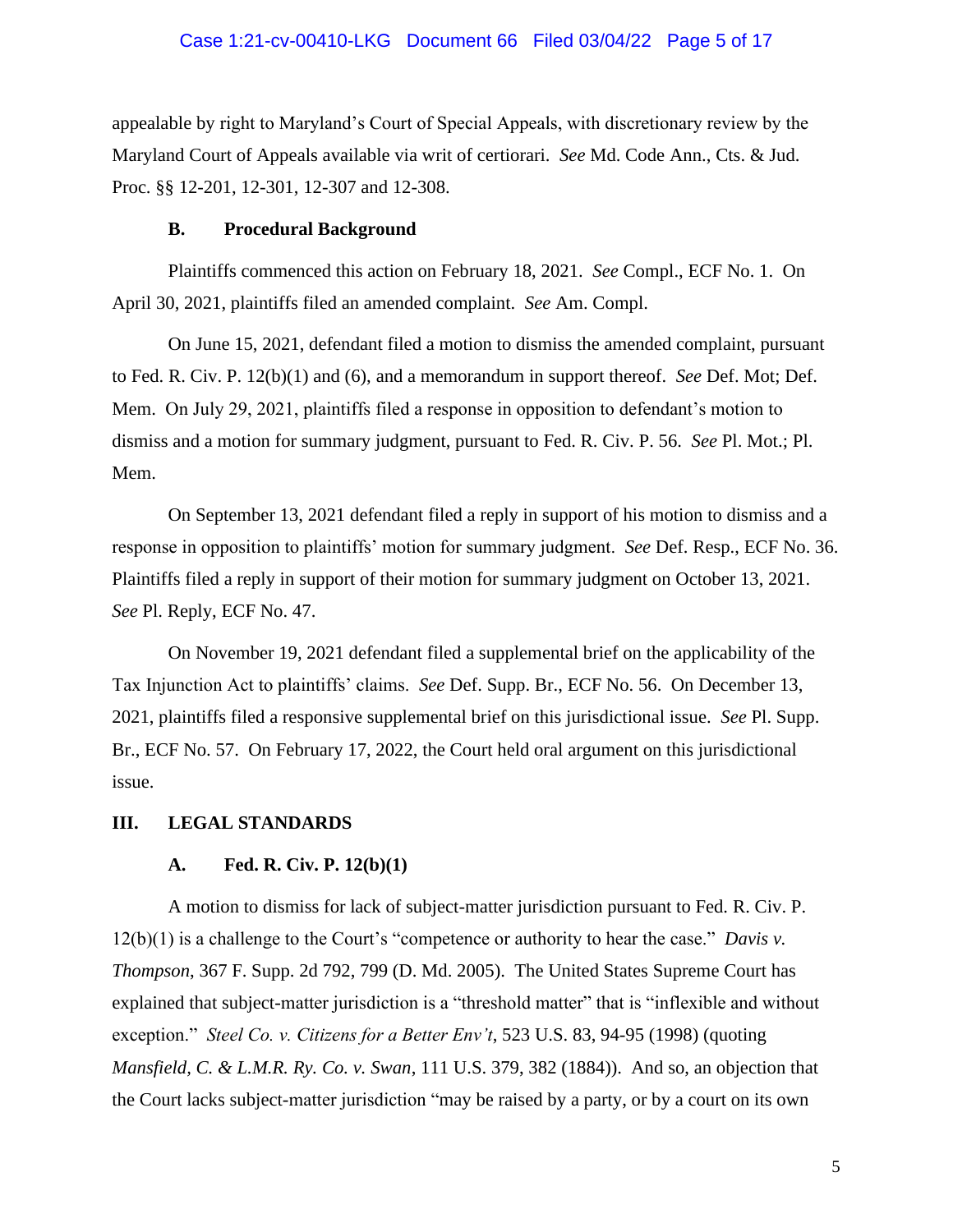appealable by right to Maryland's Court of Special Appeals, with discretionary review by the Maryland Court of Appeals available via writ of certiorari. *See* Md. Code Ann., Cts. & Jud. Proc. §§ 12-201, 12-301, 12-307 and 12-308.

### B. Procedural Background

Plaintiffs commenced this action on February 18, 2021. *See* Compl., ECF No. 1. On April 30, 2021, plaintiffs filed an amended complaint. *See* Am. Compl.

On June 15, 2021, defendant filed a motion to dismiss the amended complaint, pursuant to Fed. R. Civ. P. 12(b)(1) and (6), and a memorandum in support thereof. *See* Def. Mot; Def. Mem. On July 29, 2021, plaintiffs filed a response in opposition to defendant's motion to dismiss and a motion for summary judgment, pursuant to Fed. R. Civ. P. 56. *See* Pl. Mot.; Pl. Mem.

On September 13, 2021 defendant filed a reply in support of his motion to dismiss and a response in opposition to plaintiffs' motion for summary judgment. *See* Def. Resp., ECF No. 36. Plaintiffs filed a reply in support of their motion for summary judgment on October 13, 2021. *See* Pl. Reply, ECF No. 47.

On November 19, 2021 defendant filed a supplemental brief on the applicability of the Tax Injunction Act to plaintiffs' claims. *See* Def. Supp. Br., ECF No. 56. On December 13, 2021, plaintiffs filed a responsive supplemental brief on this jurisdictional issue. *See* Pl. Supp. Br., ECF No. 57. On February 17, 2022, the Court held oral argument on this jurisdictional issue.

## III. LEGAL STANDARDS

### A. Fed. R. Civ. P. 12(b)(1)

A motion to dismiss for lack of subject-matter jurisdiction pursuant to Fed. R. Civ. P. 12(b)(1) is a challenge to the Court's "competence or authority to hear the case." *Davis v. Thompson*, 367 F. Supp. 2d 792, 799 (D. Md. 2005). The United States Supreme Court has explained that subject-matter jurisdiction is a "threshold matter" that is "inflexible and without exception." *Steel Co. v. Citizens for a Better Env't*, 523 U.S. 83, 94-95 (1998) (quoting *Mansfield, C. & L.M.R. Ry. Co. v. Swan*, 111 U.S. 379, 382 (1884)). And so, an objection that the Court lacks subject-matter jurisdiction "may be raised by a party, or by a court on its own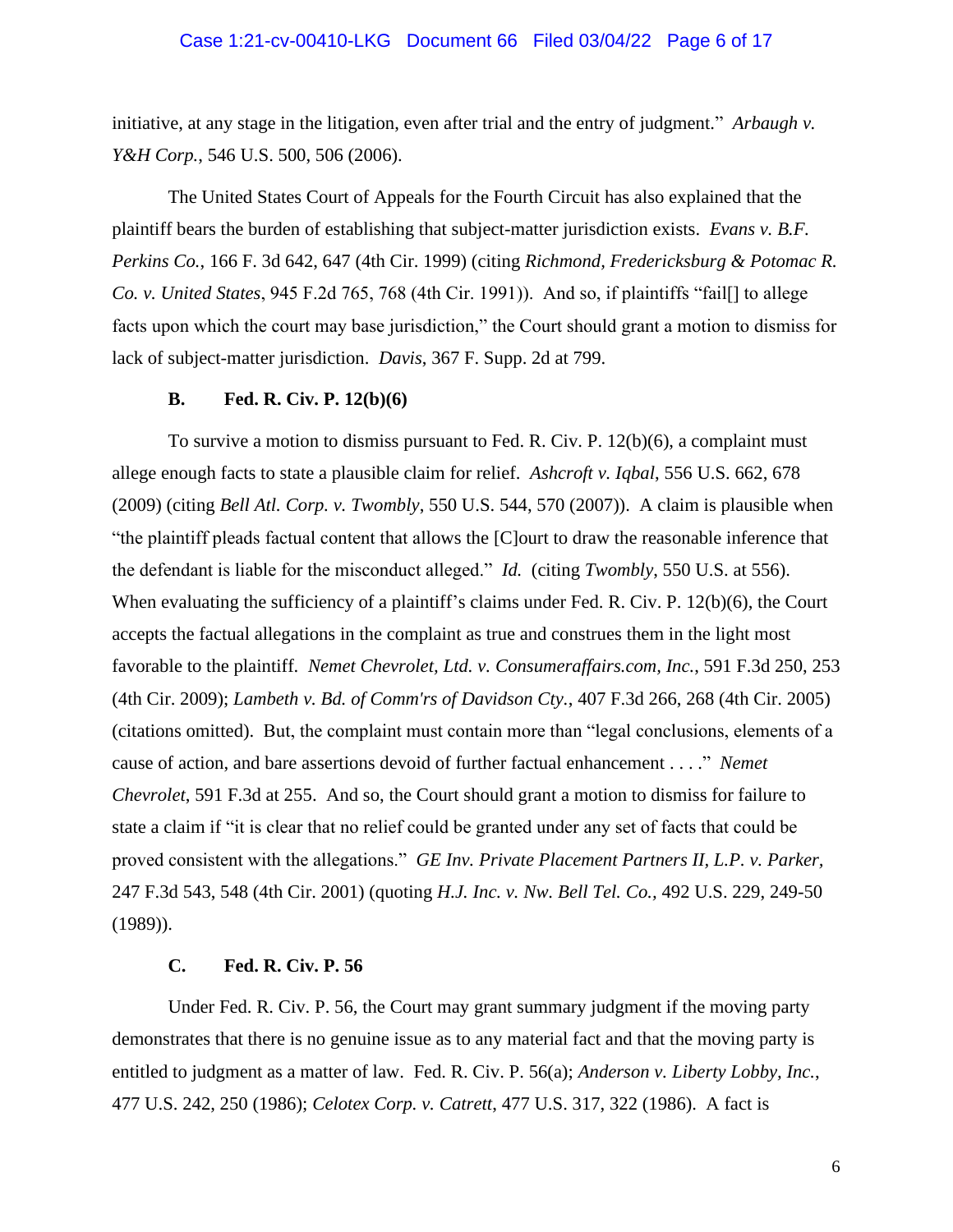initiative, at any stage in the litigation, even after trial and the entry of judgment." *Arbaugh v. Y&H Corp.*, 546 U.S. 500, 506 (2006).

The United States Court of Appeals for the Fourth Circuit has also explained that the plaintiff bears the burden of establishing that subject-matter jurisdiction exists. *Evans v. B.F. Perkins Co.*, 166 F. 3d 642, 647 (4th Cir. 1999) (citing *Richmond, Fredericksburg & Potomac R. Co. v. United States*, 945 F.2d 765, 768 (4th Cir. 1991)). And so, if plaintiffs "fail[] to allege facts upon which the court may base jurisdiction," the Court should grant a motion to dismiss for lack of subject-matter jurisdiction. *Davis*, 367 F. Supp. 2d at 799.

### B. Fed. R. Civ. P. 12(b)(6)

To survive a motion to dismiss pursuant to Fed. R. Civ. P. 12(b)(6), a complaint must allege enough facts to state a plausible claim for relief. *Ashcroft v. Iqbal*, 556 U.S. 662, 678 (2009) (citing *Bell Atl. Corp. v. Twombly*, 550 U.S. 544, 570 (2007)). A claim is plausible when "the plaintiff pleads factual content that allows the [C]ourt to draw the reasonable inference that the defendant is liable for the misconduct alleged." *Id.* (citing *Twombly*, 550 U.S. at 556). When evaluating the sufficiency of a plaintiff's claims under Fed. R. Civ. P. 12(b)(6), the Court accepts the factual allegations in the complaint as true and construes them in the light most favorable to the plaintiff. *Nemet Chevrolet, Ltd. v. Consumeraffairs.com, Inc.*, 591 F.3d 250, 253 (4th Cir. 2009); *Lambeth v. Bd. of Comm'rs of Davidson Cty.*, 407 F.3d 266, 268 (4th Cir. 2005) (citations omitted). But, the complaint must contain more than "legal conclusions, elements of a cause of action, and bare assertions devoid of further factual enhancement . . . ." *Nemet Chevrolet*, 591 F.3d at 255. And so, the Court should grant a motion to dismiss for failure to state a claim if "it is clear that no relief could be granted under any set of facts that could be proved consistent with the allegations." *GE Inv. Private Placement Partners II, L.P. v. Parker,* 247 F.3d 543, 548 (4th Cir. 2001) (quoting *H.J. Inc. v. Nw. Bell Tel. Co.*, 492 U.S. 229, 249-50 (1989)).

### C. Fed. R. Civ. P. 56

Under Fed. R. Civ. P. 56, the Court may grant summary judgment if the moving party demonstrates that there is no genuine issue as to any material fact and that the moving party is entitled to judgment as a matter of law. Fed. R. Civ. P. 56(a); *Anderson v. Liberty Lobby, Inc.*, 477 U.S. 242, 250 (1986); *Celotex Corp. v. Catrett*, 477 U.S. 317, 322 (1986). A fact is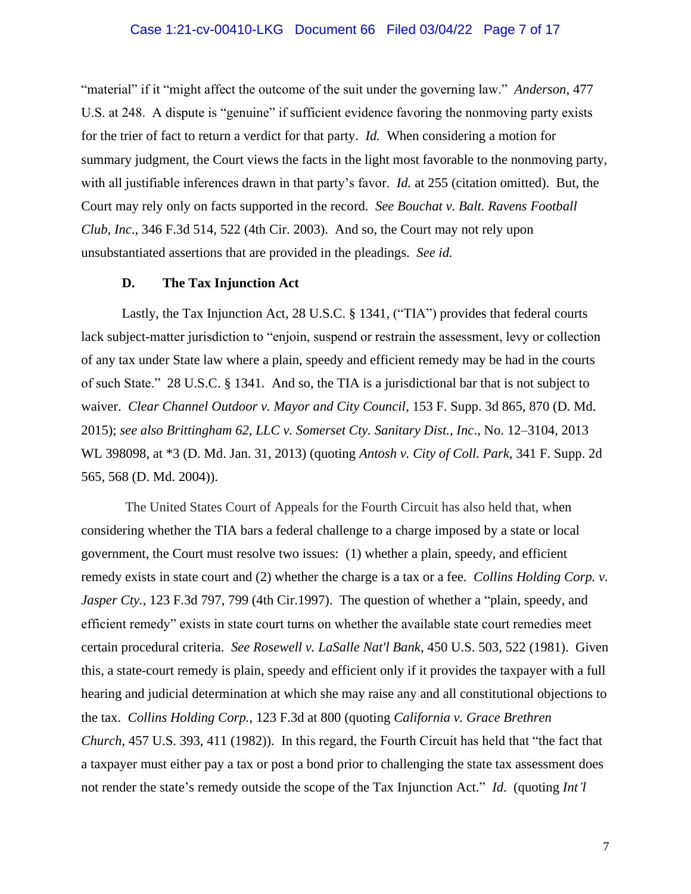"material" if it "might affect the outcome of the suit under the governing law." *Anderson*, 477 U.S. at 248. A dispute is "genuine" if sufficient evidence favoring the nonmoving party exists for the trier of fact to return a verdict for that party. *Id.* When considering a motion for summary judgment, the Court views the facts in the light most favorable to the nonmoving party, with all justifiable inferences drawn in that party's favor. *Id.* at 255 (citation omitted). But, the Court may rely only on facts supported in the record. *See Bouchat v. Balt. Ravens Football Club, Inc*., 346 F.3d 514, 522 (4th Cir. 2003). And so, the Court may not rely upon unsubstantiated assertions that are provided in the pleadings. *See id.*

### D. The Tax Injunction Act

Lastly, the Tax Injunction Act, 28 U.S.C. § 1341, ("TIA") provides that federal courts lack subject-matter jurisdiction to "enjoin, suspend or restrain the assessment, levy or collection of any tax under State law where a plain, speedy and efficient remedy may be had in the courts of such State." 28 U.S.C. § 1341. And so, the TIA is a jurisdictional bar that is not subject to waiver. *Clear Channel Outdoor v. Mayor and City Council*, 153 F. Supp. 3d 865, 870 (D. Md. 2015); *see also Brittingham 62, LLC v. Somerset Cty. Sanitary Dist., Inc*., No. 12–3104, 2013 WL 398098, at \*3 (D. Md. Jan. 31, 2013) (quoting *Antosh v. City of Coll. Park*, 341 F. Supp. 2d 565, 568 (D. Md. 2004)).

The United States Court of Appeals for the Fourth Circuit has also held that, when considering whether the TIA bars a federal challenge to a charge imposed by a state or local government, the Court must resolve two issues: (1) whether a plain, speedy, and efficient remedy exists in state court and (2) whether the charge is a tax or a fee. *Collins Holding Corp. v. Jasper Cty.*, 123 F.3d 797, 799 (4th Cir.1997). The question of whether a "plain, speedy, and efficient remedy" exists in state court turns on whether the available state court remedies meet certain procedural criteria. *See Rosewell v. LaSalle Nat'l Bank*, 450 U.S. 503, 522 (1981). Given this, a state-court remedy is plain, speedy and efficient only if it provides the taxpayer with a full hearing and judicial determination at which she may raise any and all constitutional objections to the tax. *Collins Holding Corp.*, 123 F.3d at 800 (quoting *California v. Grace Brethren Church*, 457 U.S. 393, 411 (1982)). In this regard, the Fourth Circuit has held that "the fact that a taxpayer must either pay a tax or post a bond prior to challenging the state tax assessment does not render the state's remedy outside the scope of the Tax Injunction Act." *Id*. (quoting *Int'l*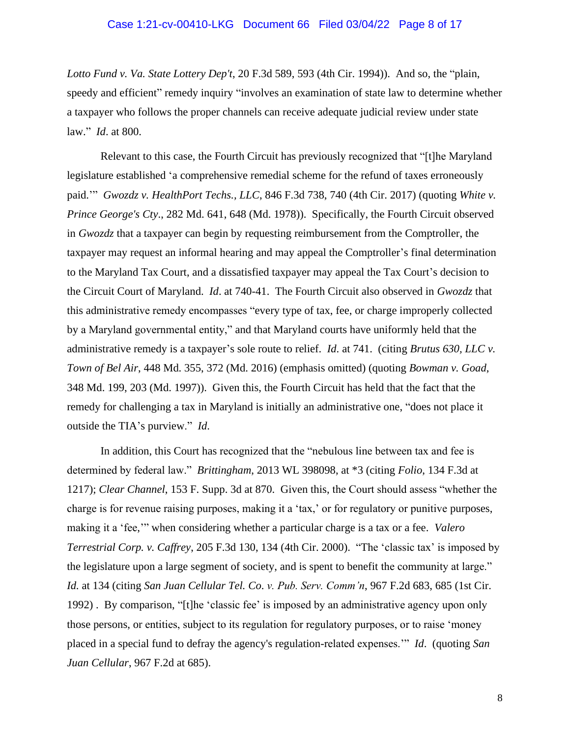*Lotto Fund v. Va. State Lottery Dep't*, 20 F.3d 589, 593 (4th Cir. 1994)). And so, the "plain, speedy and efficient" remedy inquiry "involves an examination of state law to determine whether a taxpayer who follows the proper channels can receive adequate judicial review under state law." *Id*. at 800.

Relevant to this case, the Fourth Circuit has previously recognized that "[t]he Maryland legislature established 'a comprehensive remedial scheme for the refund of taxes erroneously paid.'" *Gwozdz v. HealthPort Techs., LLC*, 846 F.3d 738, 740 (4th Cir. 2017) (quoting *White v. Prince George's Cty*., 282 Md. 641, 648 (Md. 1978)). Specifically, the Fourth Circuit observed in *Gwozdz* that a taxpayer can begin by requesting reimbursement from the Comptroller, the taxpayer may request an informal hearing and may appeal the Comptroller's final determination to the Maryland Tax Court, and a dissatisfied taxpayer may appeal the Tax Court's decision to the Circuit Court of Maryland. *Id*. at 740-41. The Fourth Circuit also observed in *Gwozdz* that this administrative remedy encompasses "every type of tax, fee, or charge improperly collected by a Maryland governmental entity," and that Maryland courts have uniformly held that the administrative remedy is a taxpayer's sole route to relief. *Id*. at 741. (citing *Brutus 630, LLC v. Town of Bel Air*, 448 Md. 355, 372 (Md. 2016) (emphasis omitted) (quoting *Bowman v. Goad*, 348 Md. 199, 203 (Md. 1997)). Given this, the Fourth Circuit has held that the fact that the remedy for challenging a tax in Maryland is initially an administrative one, "does not place it outside the TIA's purview." *Id*.

In addition, this Court has recognized that the "nebulous line between tax and fee is determined by federal law." *Brittingham*, 2013 WL 398098, at *3 (citing *Folio*, 134 F.3d at 1217); *Clear Channel*, 153 F. Supp. 3d at 870. Given this, the Court should assess "whether the charge is for revenue raising purposes, making it a 'tax,' or for regulatory or punitive purposes, making it a 'fee,'" when considering whether a particular charge is a tax or a fee. *Valero Terrestrial Corp. v. Caffrey*, 205 F.3d 130, 134 (4th Cir. 2000). "The 'classic tax' is imposed by the legislature upon a large segment of society, and is spent to benefit the community at large." *Id.* at 134 (citing *San Juan Cellular Tel. Co. v. Pub. Serv. Comm'n*, 967 F.2d 683, 685 (1st Cir. 1992) . By comparison, "[t]he 'classic fee' is imposed by an administrative agency upon only those persons, or entities, subject to its regulation for regulatory purposes, or to raise 'money placed in a special fund to defray the agency's regulation-related expenses.'" *Id*. (quoting *San Juan Cellular*, 967 F.2d at 685).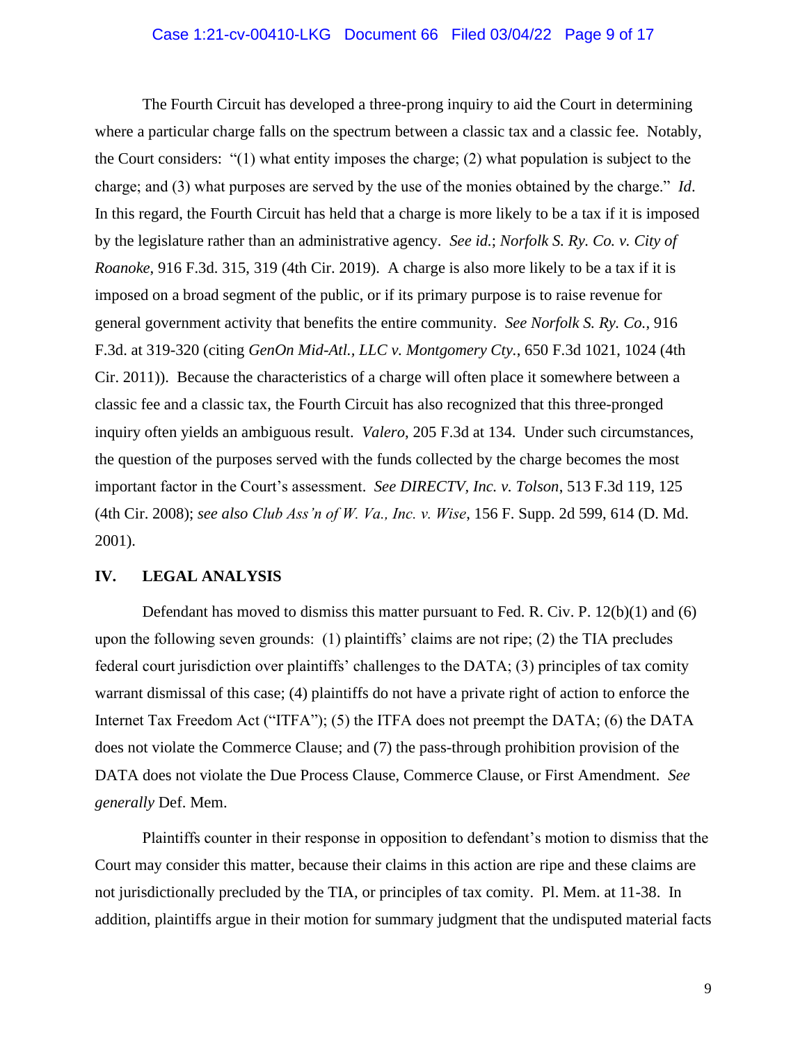The Fourth Circuit has developed a three-prong inquiry to aid the Court in determining where a particular charge falls on the spectrum between a classic tax and a classic fee. Notably, the Court considers: "(1) what entity imposes the charge; (2) what population is subject to the charge; and (3) what purposes are served by the use of the monies obtained by the charge." *Id*. In this regard, the Fourth Circuit has held that a charge is more likely to be a tax if it is imposed by the legislature rather than an administrative agency. *See id.*; *Norfolk S. Ry. Co. v. City of Roanoke*, 916 F.3d. 315, 319 (4th Cir. 2019). A charge is also more likely to be a tax if it is imposed on a broad segment of the public, or if its primary purpose is to raise revenue for general government activity that benefits the entire community. *See Norfolk S. Ry. Co.*, 916 F.3d. at 319-320 (citing *GenOn Mid-Atl., LLC v. Montgomery Cty.*, 650 F.3d 1021, 1024 (4th Cir. 2011)). Because the characteristics of a charge will often place it somewhere between a classic fee and a classic tax, the Fourth Circuit has also recognized that this three-pronged inquiry often yields an ambiguous result. *Valero*, 205 F.3d at 134. Under such circumstances, the question of the purposes served with the funds collected by the charge becomes the most important factor in the Court's assessment. *See DIRECTV, Inc. v. Tolson*, 513 F.3d 119, 125 (4th Cir. 2008); *see also Club Ass'n of W. Va., Inc. v. Wise*, 156 F. Supp. 2d 599, 614 (D. Md. 2001).

## IV. LEGAL ANALYSIS

Defendant has moved to dismiss this matter pursuant to Fed. R. Civ. P. 12(b)(1) and (6) upon the following seven grounds: (1) plaintiffs' claims are not ripe; (2) the TIA precludes federal court jurisdiction over plaintiffs' challenges to the DATA; (3) principles of tax comity warrant dismissal of this case; (4) plaintiffs do not have a private right of action to enforce the Internet Tax Freedom Act ("ITFA"); (5) the ITFA does not preempt the DATA; (6) the DATA does not violate the Commerce Clause; and (7) the pass-through prohibition provision of the DATA does not violate the Due Process Clause, Commerce Clause, or First Amendment. *See generally* Def. Mem.

Plaintiffs counter in their response in opposition to defendant's motion to dismiss that the Court may consider this matter, because their claims in this action are ripe and these claims are not jurisdictionally precluded by the TIA, or principles of tax comity. Pl. Mem. at 11-38. In addition, plaintiffs argue in their motion for summary judgment that the undisputed material facts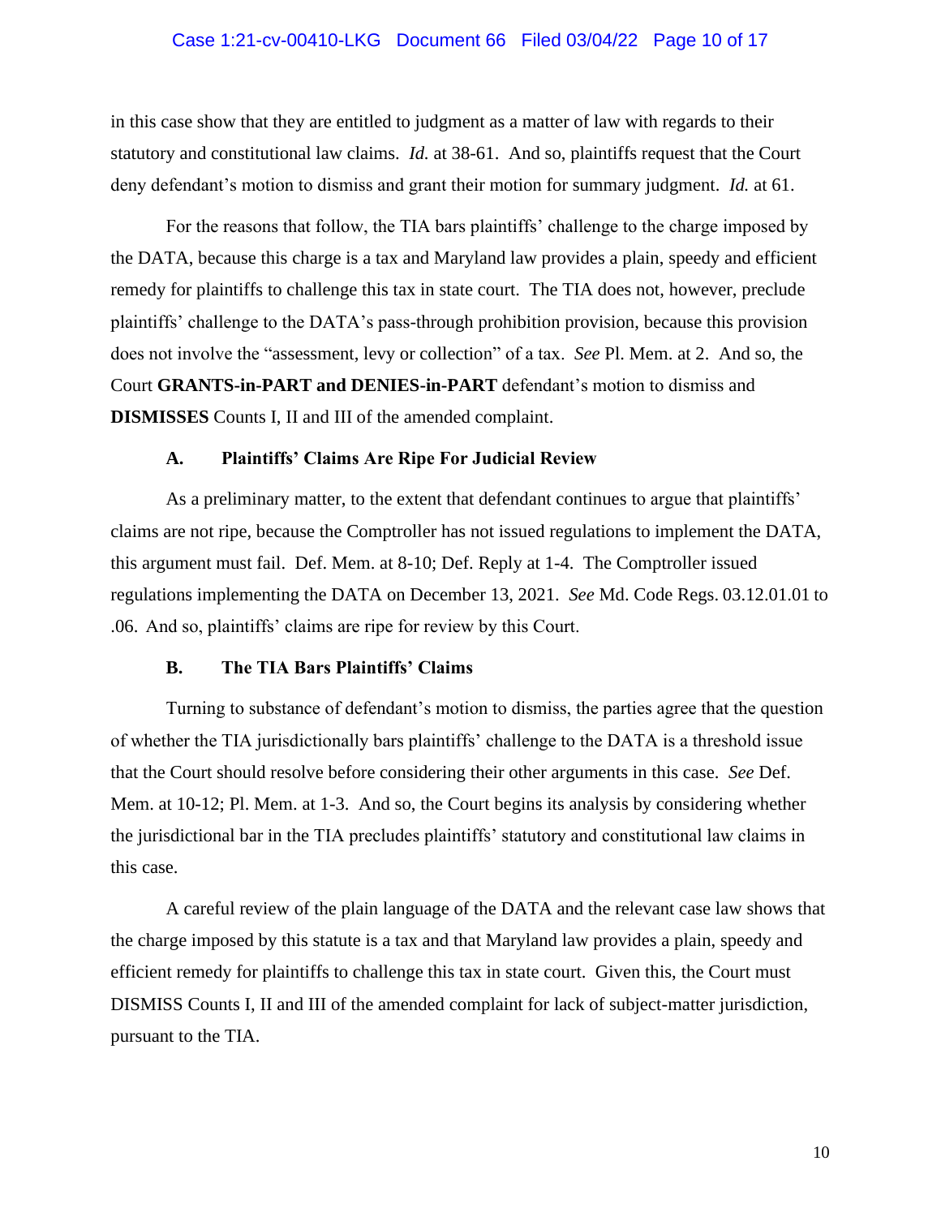in this case show that they are entitled to judgment as a matter of law with regards to their statutory and constitutional law claims. *Id.* at 38-61. And so, plaintiffs request that the Court deny defendant's motion to dismiss and grant their motion for summary judgment. *Id.* at 61.

For the reasons that follow, the TIA bars plaintiffs' challenge to the charge imposed by the DATA, because this charge is a tax and Maryland law provides a plain, speedy and efficient remedy for plaintiffs to challenge this tax in state court. The TIA does not, however, preclude plaintiffs' challenge to the DATA's pass-through prohibition provision, because this provision does not involve the "assessment, levy or collection" of a tax. *See* Pl. Mem. at 2. And so, the Court **GRANTS-in-PART and DENIES-in-PART** defendant's motion to dismiss and **DISMISSES** Counts I, II and III of the amended complaint.

### A. Plaintiffs' Claims Are Ripe For Judicial Review

As a preliminary matter, to the extent that defendant continues to argue that plaintiffs' claims are not ripe, because the Comptroller has not issued regulations to implement the DATA, this argument must fail. Def. Mem. at 8-10; Def. Reply at 1-4. The Comptroller issued regulations implementing the DATA on December 13, 2021. *See* Md. Code Regs. 03.12.01.01 to .06. And so, plaintiffs' claims are ripe for review by this Court.

### B. The TIA Bars Plaintiffs' Claims

Turning to substance of defendant's motion to dismiss, the parties agree that the question of whether the TIA jurisdictionally bars plaintiffs' challenge to the DATA is a threshold issue that the Court should resolve before considering their other arguments in this case. *See* Def. Mem. at 10-12; Pl. Mem. at 1-3. And so, the Court begins its analysis by considering whether the jurisdictional bar in the TIA precludes plaintiffs' statutory and constitutional law claims in this case.

A careful review of the plain language of the DATA and the relevant case law shows that the charge imposed by this statute is a tax and that Maryland law provides a plain, speedy and efficient remedy for plaintiffs to challenge this tax in state court. Given this, the Court must DISMISS Counts I, II and III of the amended complaint for lack of subject-matter jurisdiction, pursuant to the TIA.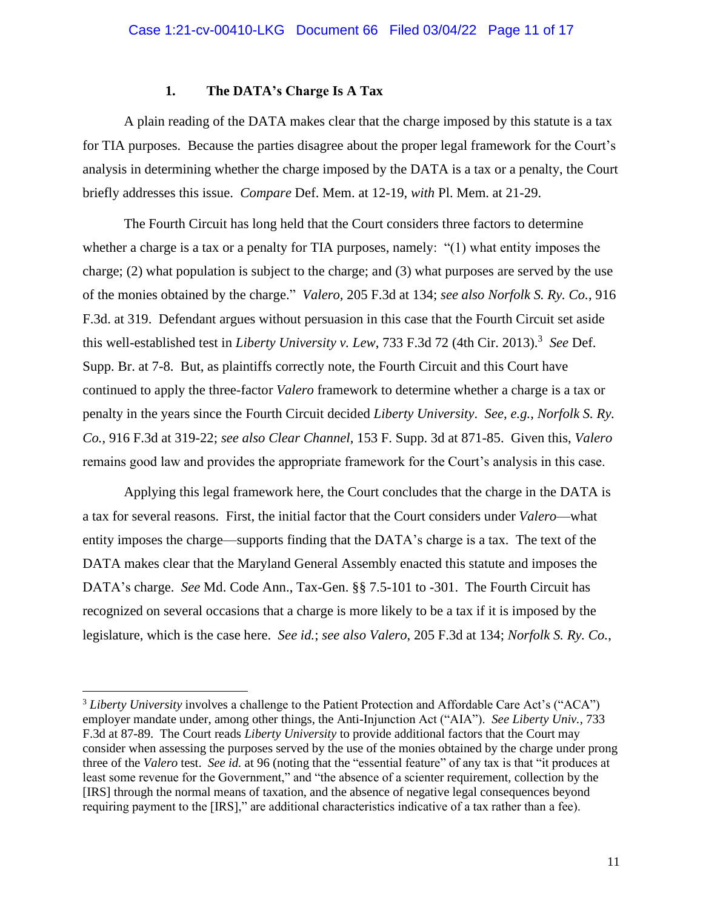### 1. The DATA's Charge Is A Tax

A plain reading of the DATA makes clear that the charge imposed by this statute is a tax for TIA purposes. Because the parties disagree about the proper legal framework for the Court's analysis in determining whether the charge imposed by the DATA is a tax or a penalty, the Court briefly addresses this issue. *Compare* Def. Mem. at 12-19, *with* Pl. Mem. at 21-29.

The Fourth Circuit has long held that the Court considers three factors to determine whether a charge is a tax or a penalty for TIA purposes, namely: "(1) what entity imposes the charge; (2) what population is subject to the charge; and (3) what purposes are served by the use of the monies obtained by the charge." *Valero*, 205 F.3d at 134; *see also Norfolk S. Ry. Co.*, 916 F.3d. at 319. Defendant argues without persuasion in this case that the Fourth Circuit set aside this well-established test in *Liberty University v. Lew*, 733 F.3d 72 (4th Cir. 2013).[3] *See* Def. Supp. Br. at 7-8. But, as plaintiffs correctly note, the Fourth Circuit and this Court have continued to apply the three-factor *Valero* framework to determine whether a charge is a tax or penalty in the years since the Fourth Circuit decided *Liberty University*. *See, e.g.*, *Norfolk S. Ry. Co.*, 916 F.3d at 319-22; *see also Clear Channel*, 153 F. Supp. 3d at 871-85. Given this, *Valero* remains good law and provides the appropriate framework for the Court's analysis in this case.

Applying this legal framework here, the Court concludes that the charge in the DATA is a tax for several reasons. First, the initial factor that the Court considers under *Valero*—what entity imposes the charge—supports finding that the DATA's charge is a tax. The text of the DATA makes clear that the Maryland General Assembly enacted this statute and imposes the DATA's charge. *See* Md. Code Ann., Tax-Gen. §§ 7.5-101 to -301. The Fourth Circuit has recognized on several occasions that a charge is more likely to be a tax if it is imposed by the legislature, which is the case here. *See id.*; *see also Valero*, 205 F.3d at 134; *Norfolk S. Ry. Co.*,

---

[3] *Liberty University* involves a challenge to the Patient Protection and Affordable Care Act's ("ACA") employer mandate under, among other things, the Anti-Injunction Act ("AIA"). *See Liberty Univ.*, 733 F.3d at 87-89. The Court reads *Liberty University* to provide additional factors that the Court may consider when assessing the purposes served by the use of the monies obtained by the charge under prong three of the *Valero* test. *See id.* at 96 (noting that the "essential feature" of any tax is that "it produces at least some revenue for the Government," and "the absence of a scienter requirement, collection by the [IRS] through the normal means of taxation, and the absence of negative legal consequences beyond requiring payment to the [IRS]," are additional characteristics indicative of a tax rather than a fee).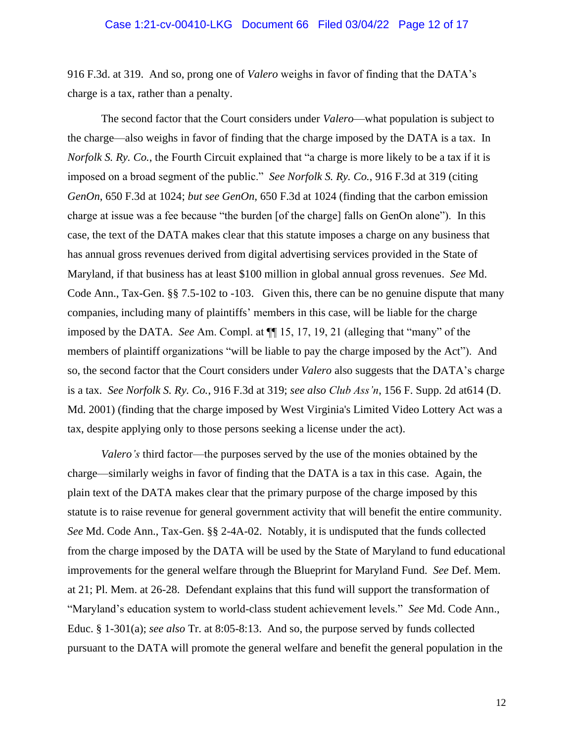916 F.3d. at 319. And so, prong one of *Valero* weighs in favor of finding that the DATA's charge is a tax, rather than a penalty.

The second factor that the Court considers under *Valero*—what population is subject to the charge—also weighs in favor of finding that the charge imposed by the DATA is a tax. In *Norfolk S. Ry. Co.*, the Fourth Circuit explained that "a charge is more likely to be a tax if it is imposed on a broad segment of the public." *See Norfolk S. Ry. Co.*, 916 F.3d at 319 (citing *GenOn*, 650 F.3d at 1024; *but see GenOn*, 650 F.3d at 1024 (finding that the carbon emission charge at issue was a fee because "the burden [of the charge] falls on GenOn alone"). In this case, the text of the DATA makes clear that this statute imposes a charge on any business that has annual gross revenues derived from digital advertising services provided in the State of Maryland, if that business has at least $100 million in global annual gross revenues. *See* Md. Code Ann., Tax-Gen. §§ 7.5-102 to -103. Given this, there can be no genuine dispute that many companies, including many of plaintiffs' members in this case, will be liable for the charge imposed by the DATA. *See* Am. Compl. at ¶¶ 15, 17, 19, 21 (alleging that "many" of the members of plaintiff organizations "will be liable to pay the charge imposed by the Act"). And so, the second factor that the Court considers under *Valero* also suggests that the DATA's charge is a tax. *See Norfolk S. Ry. Co.*, 916 F.3d at 319; *see also Club Ass'n*, 156 F. Supp. 2d at614 (D. Md. 2001) (finding that the charge imposed by West Virginia's Limited Video Lottery Act was a tax, despite applying only to those persons seeking a license under the act).

*Valero's* third factor—the purposes served by the use of the monies obtained by the charge—similarly weighs in favor of finding that the DATA is a tax in this case. Again, the plain text of the DATA makes clear that the primary purpose of the charge imposed by this statute is to raise revenue for general government activity that will benefit the entire community. *See* Md. Code Ann., Tax-Gen. §§ 2-4A-02. Notably, it is undisputed that the funds collected from the charge imposed by the DATA will be used by the State of Maryland to fund educational improvements for the general welfare through the Blueprint for Maryland Fund. *See* Def. Mem. at 21; Pl. Mem. at 26-28. Defendant explains that this fund will support the transformation of "Maryland's education system to world-class student achievement levels." *See* Md. Code Ann., Educ. § 1-301(a); *see also* Tr. at 8:05-8:13. And so, the purpose served by funds collected pursuant to the DATA will promote the general welfare and benefit the general population in the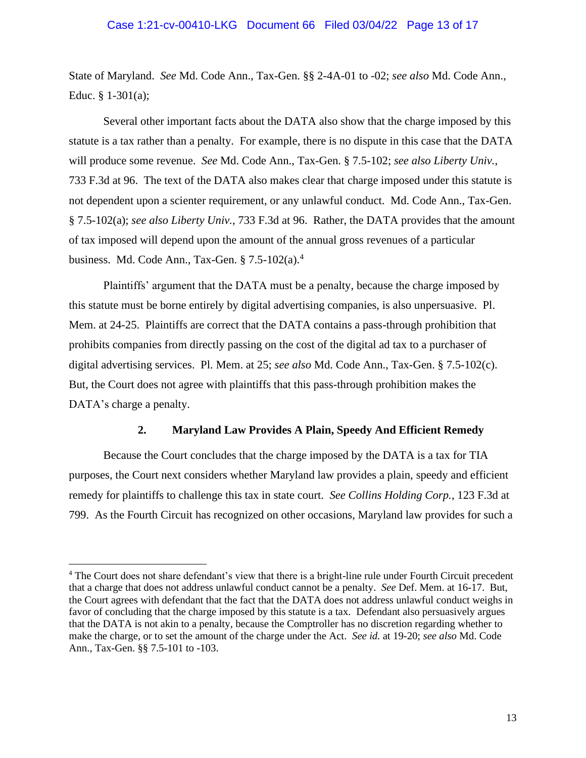State of Maryland. *See* Md. Code Ann., Tax-Gen. §§ 2-4A-01 to -02; *see also* Md. Code Ann., Educ. § 1-301(a);

Several other important facts about the DATA also show that the charge imposed by this statute is a tax rather than a penalty. For example, there is no dispute in this case that the DATA will produce some revenue. *See* Md. Code Ann., Tax-Gen. § 7.5-102; *see also Liberty Univ.*, 733 F.3d at 96. The text of the DATA also makes clear that charge imposed under this statute is not dependent upon a scienter requirement, or any unlawful conduct. Md. Code Ann., Tax-Gen. § 7.5-102(a); *see also Liberty Univ.*, 733 F.3d at 96. Rather, the DATA provides that the amount of tax imposed will depend upon the amount of the annual gross revenues of a particular business. Md. Code Ann., Tax-Gen. § 7.5-102(a).[4]

Plaintiffs' argument that the DATA must be a penalty, because the charge imposed by this statute must be borne entirely by digital advertising companies, is also unpersuasive. Pl. Mem. at 24-25. Plaintiffs are correct that the DATA contains a pass-through prohibition that prohibits companies from directly passing on the cost of the digital ad tax to a purchaser of digital advertising services. Pl. Mem. at 25; *see also* Md. Code Ann., Tax-Gen. § 7.5-102(c). But, the Court does not agree with plaintiffs that this pass-through prohibition makes the DATA's charge a penalty.

### 2. Maryland Law Provides A Plain, Speedy And Efficient Remedy

Because the Court concludes that the charge imposed by the DATA is a tax for TIA purposes, the Court next considers whether Maryland law provides a plain, speedy and efficient remedy for plaintiffs to challenge this tax in state court. *See Collins Holding Corp.*, 123 F.3d at 799. As the Fourth Circuit has recognized on other occasions, Maryland law provides for such a

---

[4] The Court does not share defendant's view that there is a bright-line rule under Fourth Circuit precedent that a charge that does not address unlawful conduct cannot be a penalty. *See* Def. Mem. at 16-17. But, the Court agrees with defendant that the fact that the DATA does not address unlawful conduct weighs in favor of concluding that the charge imposed by this statute is a tax. Defendant also persuasively argues that the DATA is not akin to a penalty, because the Comptroller has no discretion regarding whether to make the charge, or to set the amount of the charge under the Act. *See id.* at 19-20; *see also* Md. Code Ann., Tax-Gen. §§ 7.5-101 to -103.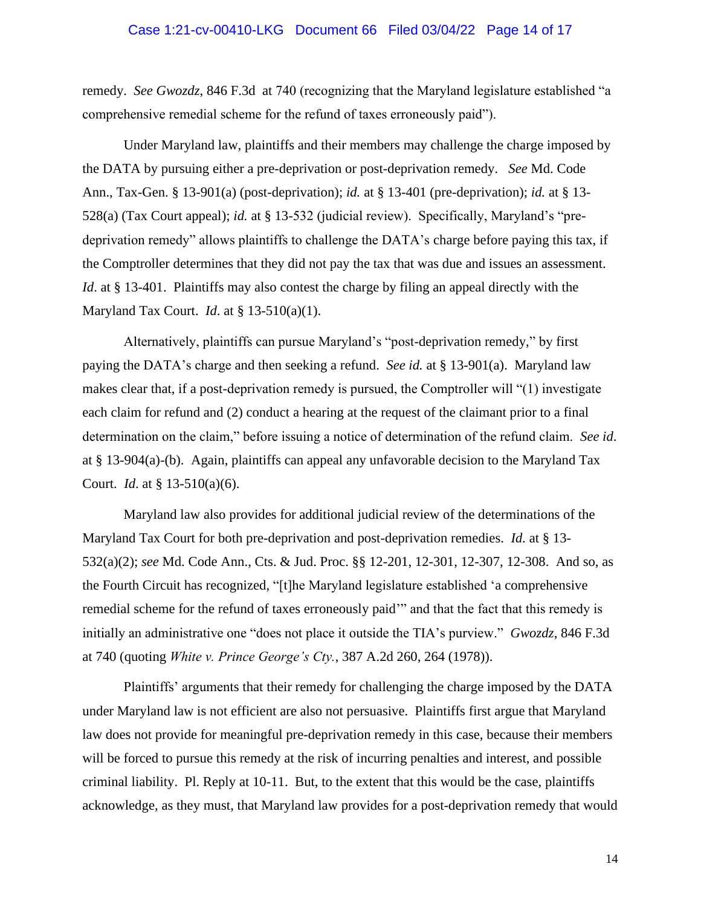remedy. *See Gwozdz*, 846 F.3d at 740 (recognizing that the Maryland legislature established "a comprehensive remedial scheme for the refund of taxes erroneously paid").

Under Maryland law, plaintiffs and their members may challenge the charge imposed by the DATA by pursuing either a pre-deprivation or post-deprivation remedy. *See* Md. Code Ann., Tax-Gen. § 13-901(a) (post-deprivation); *id.* at § 13-401 (pre-deprivation); *id.* at § 13-528(a) (Tax Court appeal); *id.* at § 13-532 (judicial review). Specifically, Maryland's "pre-deprivation remedy" allows plaintiffs to challenge the DATA's charge before paying this tax, if the Comptroller determines that they did not pay the tax that was due and issues an assessment. *Id*. at § 13-401. Plaintiffs may also contest the charge by filing an appeal directly with the Maryland Tax Court. *Id*. at § 13-510(a)(1).

Alternatively, plaintiffs can pursue Maryland's "post-deprivation remedy," by first paying the DATA's charge and then seeking a refund. *See id.* at § 13-901(a). Maryland law makes clear that, if a post-deprivation remedy is pursued, the Comptroller will "(1) investigate each claim for refund and (2) conduct a hearing at the request of the claimant prior to a final determination on the claim," before issuing a notice of determination of the refund claim. *See id*. at § 13-904(a)-(b). Again, plaintiffs can appeal any unfavorable decision to the Maryland Tax Court. *Id*. at § 13-510(a)(6).

Maryland law also provides for additional judicial review of the determinations of the Maryland Tax Court for both pre-deprivation and post-deprivation remedies. *Id.* at § 13-532(a)(2); *see* Md. Code Ann., Cts. & Jud. Proc. §§ 12-201, 12-301, 12-307, 12-308. And so, as the Fourth Circuit has recognized, "[t]he Maryland legislature established 'a comprehensive remedial scheme for the refund of taxes erroneously paid'" and that the fact that this remedy is initially an administrative one "does not place it outside the TIA's purview." *Gwozdz*, 846 F.3d at 740 (quoting *White v. Prince George's Cty.*, 387 A.2d 260, 264 (1978)).

Plaintiffs' arguments that their remedy for challenging the charge imposed by the DATA under Maryland law is not efficient are also not persuasive. Plaintiffs first argue that Maryland law does not provide for meaningful pre-deprivation remedy in this case, because their members will be forced to pursue this remedy at the risk of incurring penalties and interest, and possible criminal liability. Pl. Reply at 10-11. But, to the extent that this would be the case, plaintiffs acknowledge, as they must, that Maryland law provides for a post-deprivation remedy that would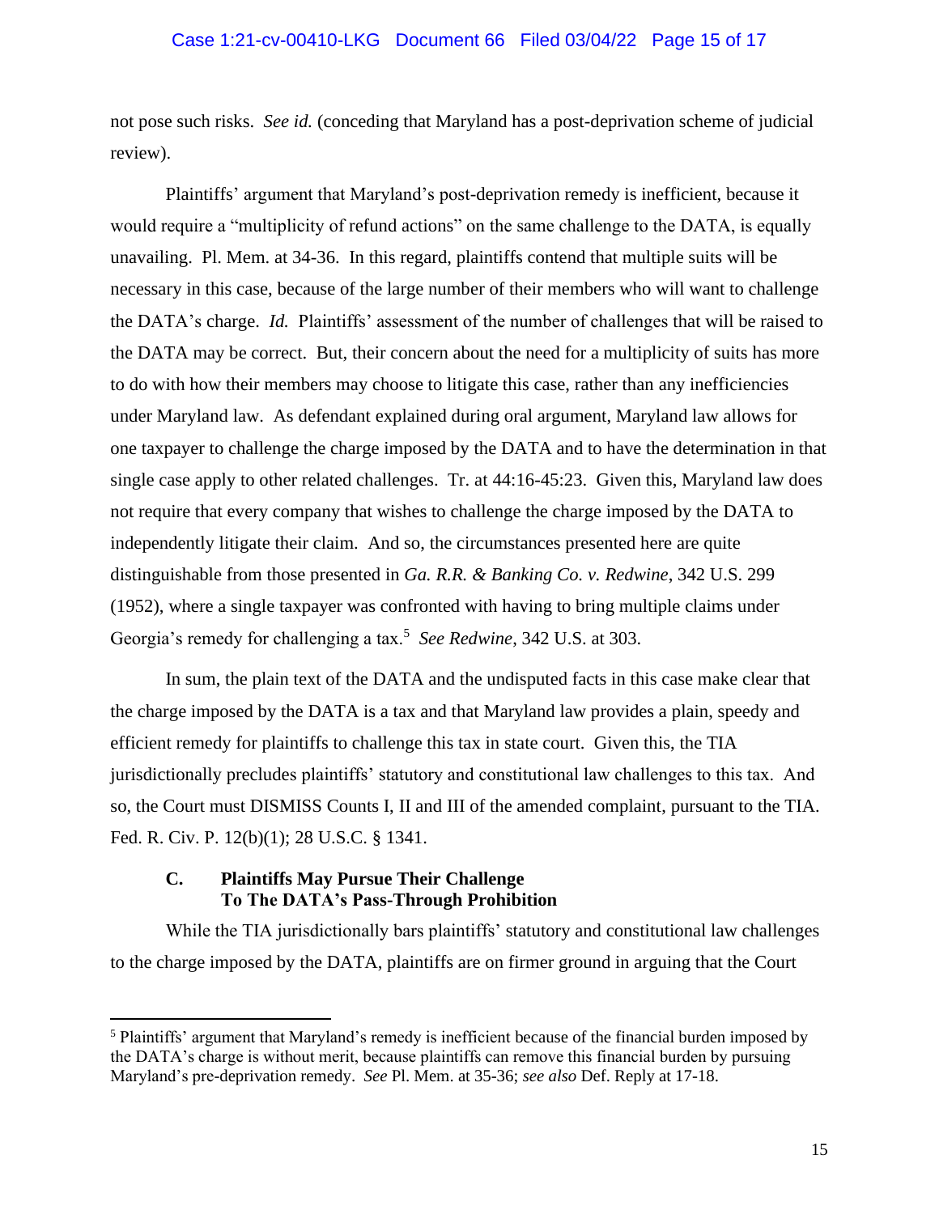not pose such risks. *See id.* (conceding that Maryland has a post-deprivation scheme of judicial review).

Plaintiffs' argument that Maryland's post-deprivation remedy is inefficient, because it would require a "multiplicity of refund actions" on the same challenge to the DATA, is equally unavailing. Pl. Mem. at 34-36. In this regard, plaintiffs contend that multiple suits will be necessary in this case, because of the large number of their members who will want to challenge the DATA's charge. *Id.* Plaintiffs' assessment of the number of challenges that will be raised to the DATA may be correct. But, their concern about the need for a multiplicity of suits has more to do with how their members may choose to litigate this case, rather than any inefficiencies under Maryland law. As defendant explained during oral argument, Maryland law allows for one taxpayer to challenge the charge imposed by the DATA and to have the determination in that single case apply to other related challenges. Tr. at 44:16-45:23. Given this, Maryland law does not require that every company that wishes to challenge the charge imposed by the DATA to independently litigate their claim. And so, the circumstances presented here are quite distinguishable from those presented in *Ga. R.R. & Banking Co. v. Redwine*, 342 U.S. 299 (1952), where a single taxpayer was confronted with having to bring multiple claims under Georgia's remedy for challenging a tax.[5] *See Redwine*, 342 U.S. at 303.

In sum, the plain text of the DATA and the undisputed facts in this case make clear that the charge imposed by the DATA is a tax and that Maryland law provides a plain, speedy and efficient remedy for plaintiffs to challenge this tax in state court. Given this, the TIA jurisdictionally precludes plaintiffs' statutory and constitutional law challenges to this tax. And so, the Court must DISMISS Counts I, II and III of the amended complaint, pursuant to the TIA. Fed. R. Civ. P. 12(b)(1); 28 U.S.C. § 1341.

### C. Plaintiffs May Pursue Their Challenge To The DATA's Pass-Through Prohibition

While the TIA jurisdictionally bars plaintiffs' statutory and constitutional law challenges to the charge imposed by the DATA, plaintiffs are on firmer ground in arguing that the Court

---

[5] Plaintiffs' argument that Maryland's remedy is inefficient because of the financial burden imposed by the DATA's charge is without merit, because plaintiffs can remove this financial burden by pursuing Maryland's pre-deprivation remedy. *See* Pl. Mem. at 35-36; *see also* Def. Reply at 17-18.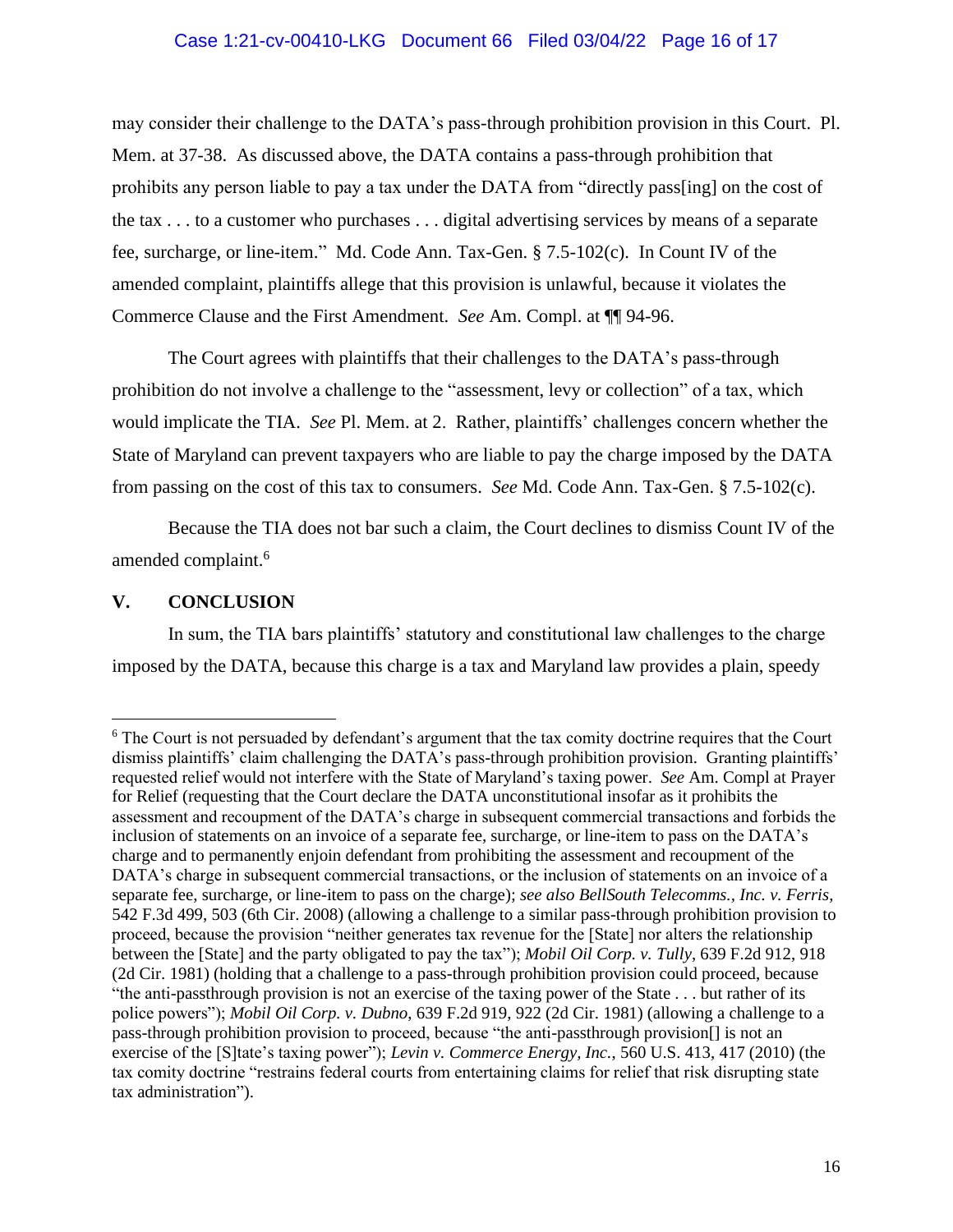may consider their challenge to the DATA's pass-through prohibition provision in this Court. Pl. Mem. at 37-38. As discussed above, the DATA contains a pass-through prohibition that prohibits any person liable to pay a tax under the DATA from "directly pass[ing] on the cost of the tax . . . to a customer who purchases . . . digital advertising services by means of a separate fee, surcharge, or line-item." Md. Code Ann. Tax-Gen. § 7.5-102(c). In Count IV of the amended complaint, plaintiffs allege that this provision is unlawful, because it violates the Commerce Clause and the First Amendment. *See* Am. Compl. at ¶¶ 94-96.

The Court agrees with plaintiffs that their challenges to the DATA's pass-through prohibition do not involve a challenge to the "assessment, levy or collection" of a tax, which would implicate the TIA. *See* Pl. Mem. at 2. Rather, plaintiffs' challenges concern whether the State of Maryland can prevent taxpayers who are liable to pay the charge imposed by the DATA from passing on the cost of this tax to consumers. *See* Md. Code Ann. Tax-Gen. § 7.5-102(c).

Because the TIA does not bar such a claim, the Court declines to dismiss Count IV of the amended complaint.[6]

## V. CONCLUSION

In sum, the TIA bars plaintiffs' statutory and constitutional law challenges to the charge imposed by the DATA, because this charge is a tax and Maryland law provides a plain, speedy

---

[6] The Court is not persuaded by defendant's argument that the tax comity doctrine requires that the Court dismiss plaintiffs' claim challenging the DATA's pass-through prohibition provision. Granting plaintiffs' requested relief would not interfere with the State of Maryland's taxing power. *See* Am. Compl at Prayer for Relief (requesting that the Court declare the DATA unconstitutional insofar as it prohibits the assessment and recoupment of the DATA's charge in subsequent commercial transactions and forbids the inclusion of statements on an invoice of a separate fee, surcharge, or line-item to pass on the DATA's charge and to permanently enjoin defendant from prohibiting the assessment and recoupment of the DATA's charge in subsequent commercial transactions, or the inclusion of statements on an invoice of a separate fee, surcharge, or line-item to pass on the charge); *see also BellSouth Telecomms., Inc. v. Ferris*, 542 F.3d 499, 503 (6th Cir. 2008) (allowing a challenge to a similar pass-through prohibition provision to proceed, because the provision "neither generates tax revenue for the [State] nor alters the relationship between the [State] and the party obligated to pay the tax"); *Mobil Oil Corp. v. Tully*, 639 F.2d 912, 918 (2d Cir. 1981) (holding that a challenge to a pass-through prohibition provision could proceed, because "the anti-passthrough provision is not an exercise of the taxing power of the State . . . but rather of its police powers"); *Mobil Oil Corp. v. Dubno*, 639 F.2d 919, 922 (2d Cir. 1981) (allowing a challenge to a pass-through prohibition provision to proceed, because "the anti-passthrough provision[] is not an exercise of the [S]tate's taxing power"); *Levin v. Commerce Energy, Inc.*, 560 U.S. 413, 417 (2010) (the tax comity doctrine "restrains federal courts from entertaining claims for relief that risk disrupting state tax administration").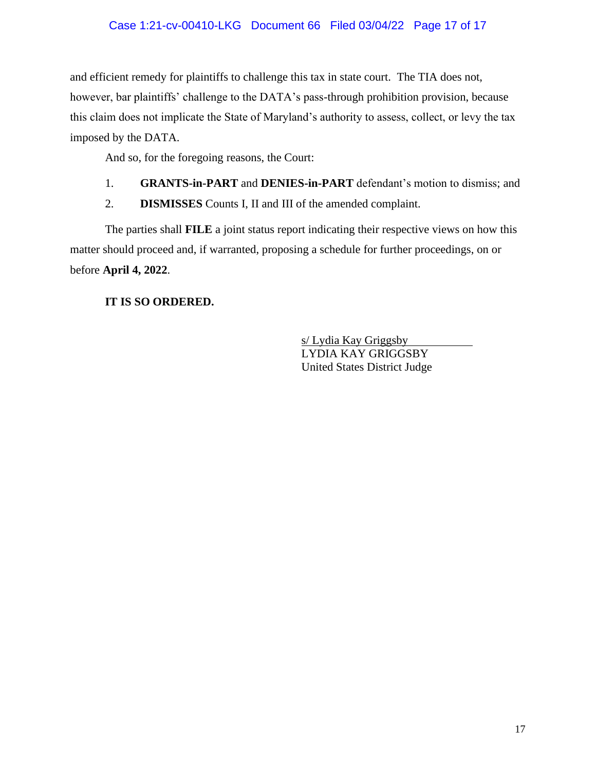and efficient remedy for plaintiffs to challenge this tax in state court. The TIA does not, however, bar plaintiffs' challenge to the DATA's pass-through prohibition provision, because this claim does not implicate the State of Maryland's authority to assess, collect, or levy the tax imposed by the DATA.

And so, for the foregoing reasons, the Court:

1. **GRANTS-in-PART** and **DENIES-in-PART** defendant's motion to dismiss; and
2. **DISMISSES** Counts I, II and III of the amended complaint.

The parties shall **FILE** a joint status report indicating their respective views on how this matter should proceed and, if warranted, proposing a schedule for further proceedings, on or before **April 4, 2022**.

**IT IS SO ORDERED.**

s/ Lydia Kay Griggsby
LYDIA KAY GRIGGSBY
United States District Judge